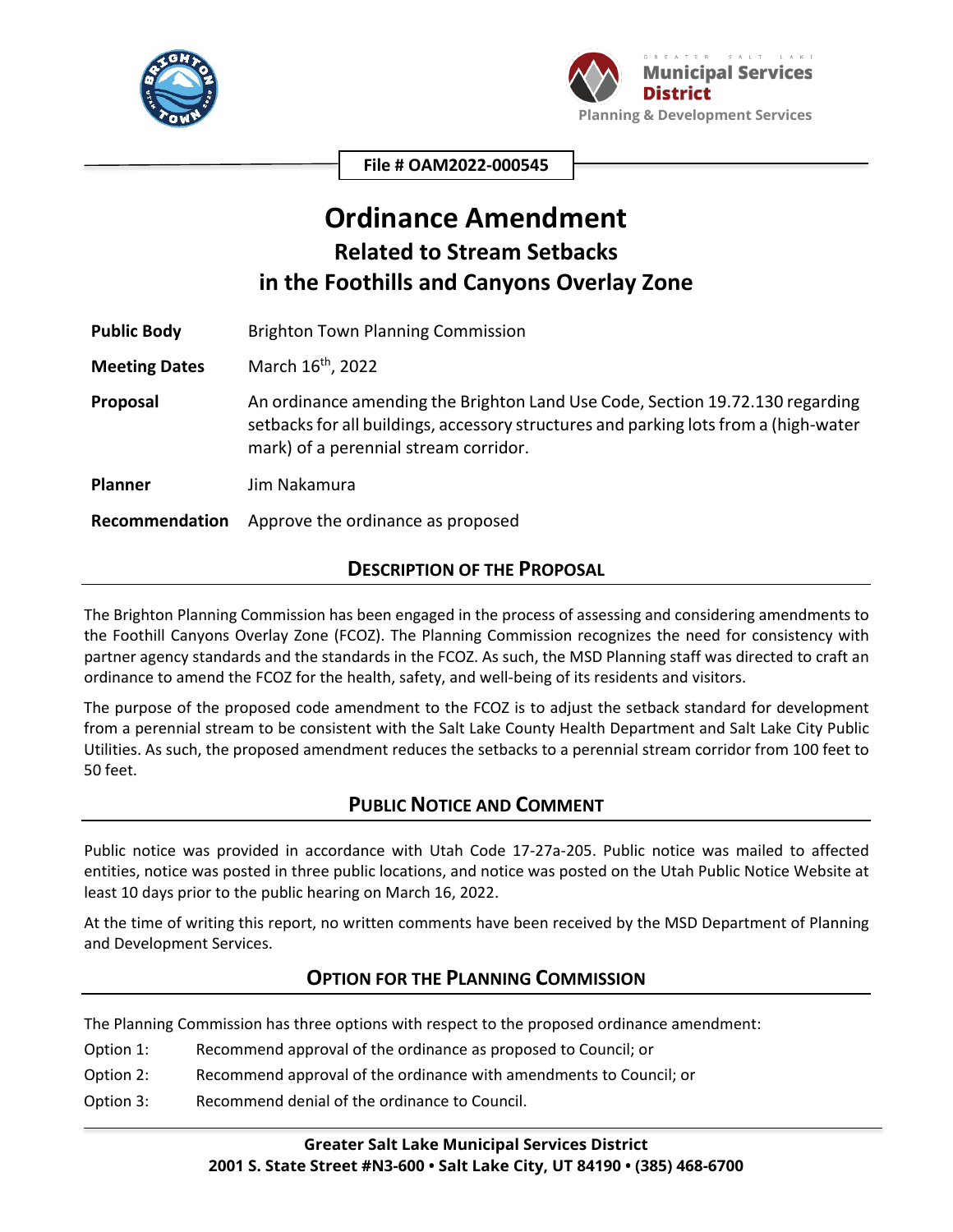File # OAM2022-000545

# Ordinance Amendment
## Related to Stream Setbacks in the Foothills and Canyons Overlay Zone

| | |
|---|---|
| **Public Body** | Brighton Town Planning Commission |
| **Meeting Dates** | March 16th, 2022 |
| **Proposal** | An ordinance amending the Brighton Land Use Code, Section 19.72.130 regarding setbacks for all buildings, accessory structures and parking lots from a (high-water mark) of a perennial stream corridor. |
| **Planner** | Jim Nakamura |
| **Recommendation** | Approve the ordinance as proposed |

## DESCRIPTION OF THE PROPOSAL

The Brighton Planning Commission has been engaged in the process of assessing and considering amendments to the Foothill Canyons Overlay Zone (FCOZ). The Planning Commission recognizes the need for consistency with partner agency standards and the standards in the FCOZ. As such, the MSD Planning staff was directed to craft an ordinance to amend the FCOZ for the health, safety, and well-being of its residents and visitors.

The purpose of the proposed code amendment to the FCOZ is to adjust the setback standard for development from a perennial stream to be consistent with the Salt Lake County Health Department and Salt Lake City Public Utilities. As such, the proposed amendment reduces the setbacks to a perennial stream corridor from 100 feet to 50 feet.

## PUBLIC NOTICE AND COMMENT

Public notice was provided in accordance with Utah Code 17-27a-205. Public notice was mailed to affected entities, notice was posted in three public locations, and notice was posted on the Utah Public Notice Website at least 10 days prior to the public hearing on March 16, 2022.

At the time of writing this report, no written comments have been received by the MSD Department of Planning and Development Services.

## OPTION FOR THE PLANNING COMMISSION

The Planning Commission has three options with respect to the proposed ordinance amendment:

Option 1: Recommend approval of the ordinance as proposed to Council; or

Option 2: Recommend approval of the ordinance with amendments to Council; or

Option 3: Recommend denial of the ordinance to Council.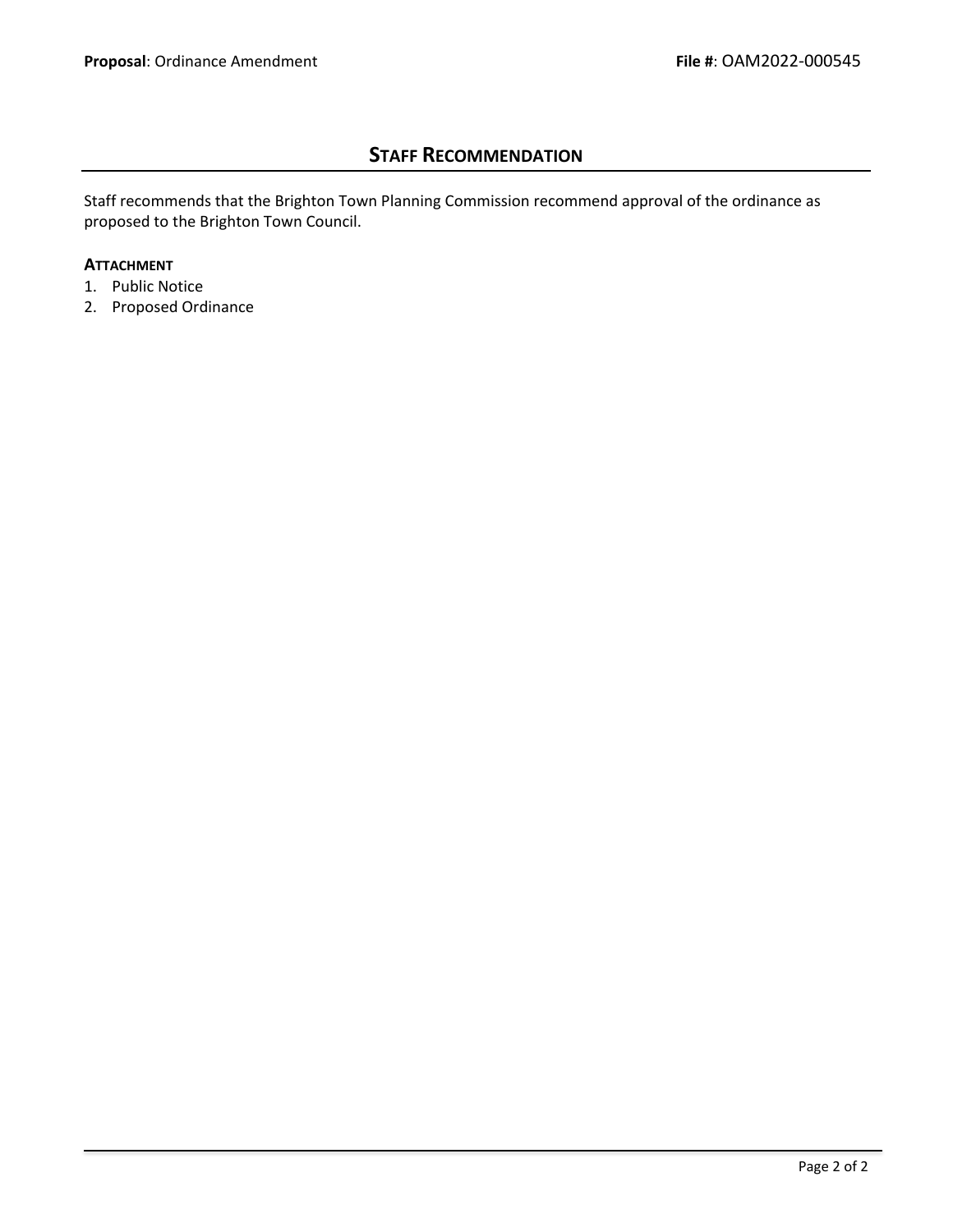## Staff Recommendation

Staff recommends that the Brighton Town Planning Commission recommend approval of the ordinance as proposed to the Brighton Town Council.

**Attachment**

1. Public Notice
2. Proposed Ordinance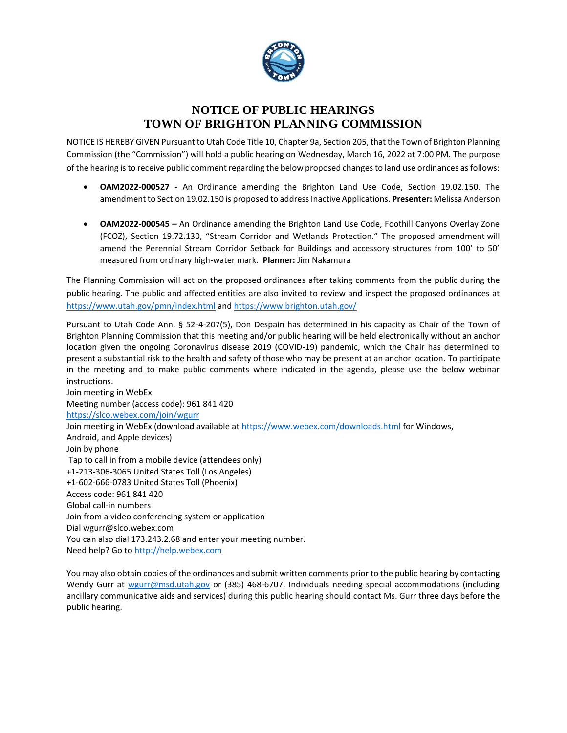# NOTICE OF PUBLIC HEARINGS
# TOWN OF BRIGHTON PLANNING COMMISSION

NOTICE IS HEREBY GIVEN Pursuant to Utah Code Title 10, Chapter 9a, Section 205, that the Town of Brighton Planning Commission (the "Commission") will hold a public hearing on Wednesday, March 16, 2022 at 7:00 PM. The purpose of the hearing is to receive public comment regarding the below proposed changes to land use ordinances as follows:

- **OAM2022-000527 -** An Ordinance amending the Brighton Land Use Code, Section 19.02.150. The amendment to Section 19.02.150 is proposed to address Inactive Applications. **Presenter:** Melissa Anderson

- **OAM2022-000545 –** An Ordinance amending the Brighton Land Use Code, Foothill Canyons Overlay Zone (FCOZ), Section 19.72.130, "Stream Corridor and Wetlands Protection." The proposed amendment will amend the Perennial Stream Corridor Setback for Buildings and accessory structures from 100' to 50' measured from ordinary high-water mark. **Planner:** Jim Nakamura

The Planning Commission will act on the proposed ordinances after taking comments from the public during the public hearing. The public and affected entities are also invited to review and inspect the proposed ordinances at https://www.utah.gov/pmn/index.html and https://www.brighton.utah.gov/

Pursuant to Utah Code Ann. § 52-4-207(5), Don Despain has determined in his capacity as Chair of the Town of Brighton Planning Commission that this meeting and/or public hearing will be held electronically without an anchor location given the ongoing Coronavirus disease 2019 (COVID-19) pandemic, which the Chair has determined to present a substantial risk to the health and safety of those who may be present at an anchor location. To participate in the meeting and to make public comments where indicated in the agenda, please use the below webinar instructions.

Join meeting in WebEx
Meeting number (access code): 961 841 420
https://slco.webex.com/join/wgurr
Join meeting in WebEx (download available at https://www.webex.com/downloads.html for Windows, Android, and Apple devices)
Join by phone
Tap to call in from a mobile device (attendees only)
+1-213-306-3065 United States Toll (Los Angeles)
+1-602-666-0783 United States Toll (Phoenix)
Access code: 961 841 420
Global call-in numbers
Join from a video conferencing system or application
Dial wgurr@slco.webex.com
You can also dial 173.243.2.68 and enter your meeting number.
Need help? Go to http://help.webex.com

You may also obtain copies of the ordinances and submit written comments prior to the public hearing by contacting Wendy Gurr at wgurr@msd.utah.gov or (385) 468-6707. Individuals needing special accommodations (including ancillary communicative aids and services) during this public hearing should contact Ms. Gurr three days before the public hearing.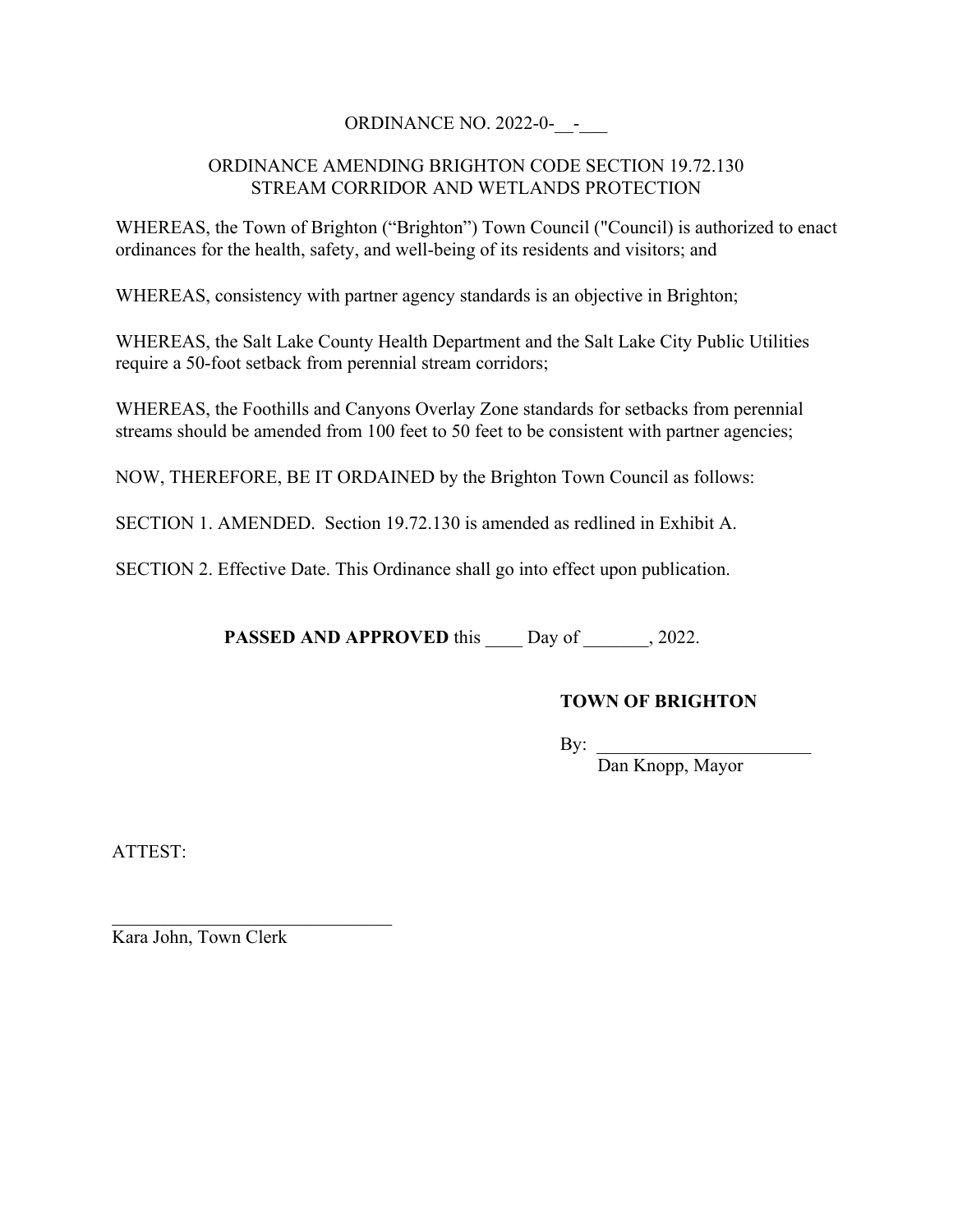ORDINANCE NO. 2022-0-__-___

ORDINANCE AMENDING BRIGHTON CODE SECTION 19.72.130
STREAM CORRIDOR AND WETLANDS PROTECTION

WHEREAS, the Town of Brighton ("Brighton") Town Council ("Council) is authorized to enact ordinances for the health, safety, and well-being of its residents and visitors; and

WHEREAS, consistency with partner agency standards is an objective in Brighton;

WHEREAS, the Salt Lake County Health Department and the Salt Lake City Public Utilities require a 50-foot setback from perennial stream corridors;

WHEREAS, the Foothills and Canyons Overlay Zone standards for setbacks from perennial streams should be amended from 100 feet to 50 feet to be consistent with partner agencies;

NOW, THEREFORE, BE IT ORDAINED by the Brighton Town Council as follows:

SECTION 1. AMENDED. Section 19.72.130 is amended as redlined in Exhibit A.

SECTION 2. Effective Date. This Ordinance shall go into effect upon publication.

**PASSED AND APPROVED** this ____ Day of _______, 2022.

**TOWN OF BRIGHTON**

By: _______________________
Dan Knopp, Mayor

ATTEST:

_______________________________
Kara John, Town Clerk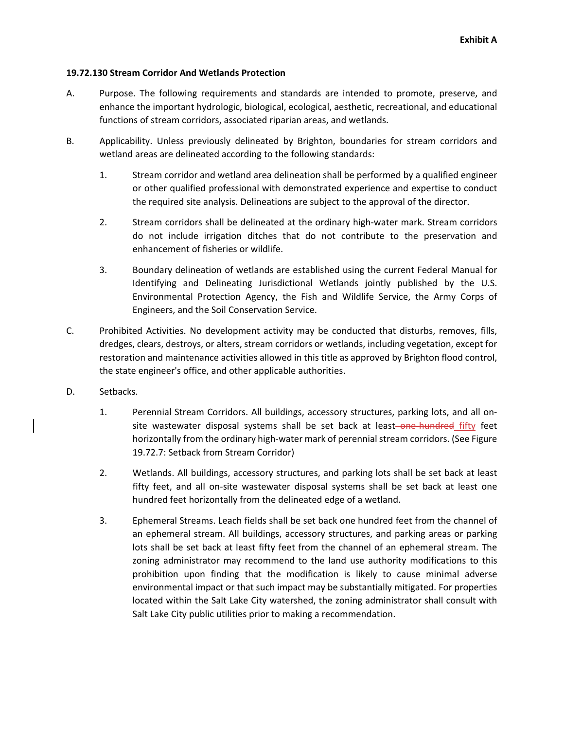**Exhibit A**

**19.72.130 Stream Corridor And Wetlands Protection**

A. Purpose. The following requirements and standards are intended to promote, preserve, and enhance the important hydrologic, biological, ecological, aesthetic, recreational, and educational functions of stream corridors, associated riparian areas, and wetlands.

B. Applicability. Unless previously delineated by Brighton, boundaries for stream corridors and wetland areas are delineated according to the following standards:

   1. Stream corridor and wetland area delineation shall be performed by a qualified engineer or other qualified professional with demonstrated experience and expertise to conduct the required site analysis. Delineations are subject to the approval of the director.

   2. Stream corridors shall be delineated at the ordinary high-water mark. Stream corridors do not include irrigation ditches that do not contribute to the preservation and enhancement of fisheries or wildlife.

   3. Boundary delineation of wetlands are established using the current Federal Manual for Identifying and Delineating Jurisdictional Wetlands jointly published by the U.S. Environmental Protection Agency, the Fish and Wildlife Service, the Army Corps of Engineers, and the Soil Conservation Service.

C. Prohibited Activities. No development activity may be conducted that disturbs, removes, fills, dredges, clears, destroys, or alters, stream corridors or wetlands, including vegetation, except for restoration and maintenance activities allowed in this title as approved by Brighton flood control, the state engineer's office, and other applicable authorities.

D. Setbacks.

   1. Perennial Stream Corridors. All buildings, accessory structures, parking lots, and all on-site wastewater disposal systems shall be set back at least ~~one hundred~~ fifty feet horizontally from the ordinary high-water mark of perennial stream corridors. (See Figure 19.72.7: Setback from Stream Corridor)

   2. Wetlands. All buildings, accessory structures, and parking lots shall be set back at least fifty feet, and all on-site wastewater disposal systems shall be set back at least one hundred feet horizontally from the delineated edge of a wetland.

   3. Ephemeral Streams. Leach fields shall be set back one hundred feet from the channel of an ephemeral stream. All buildings, accessory structures, and parking areas or parking lots shall be set back at least fifty feet from the channel of an ephemeral stream. The zoning administrator may recommend to the land use authority modifications to this prohibition upon finding that the modification is likely to cause minimal adverse environmental impact or that such impact may be substantially mitigated. For properties located within the Salt Lake City watershed, the zoning administrator shall consult with Salt Lake City public utilities prior to making a recommendation.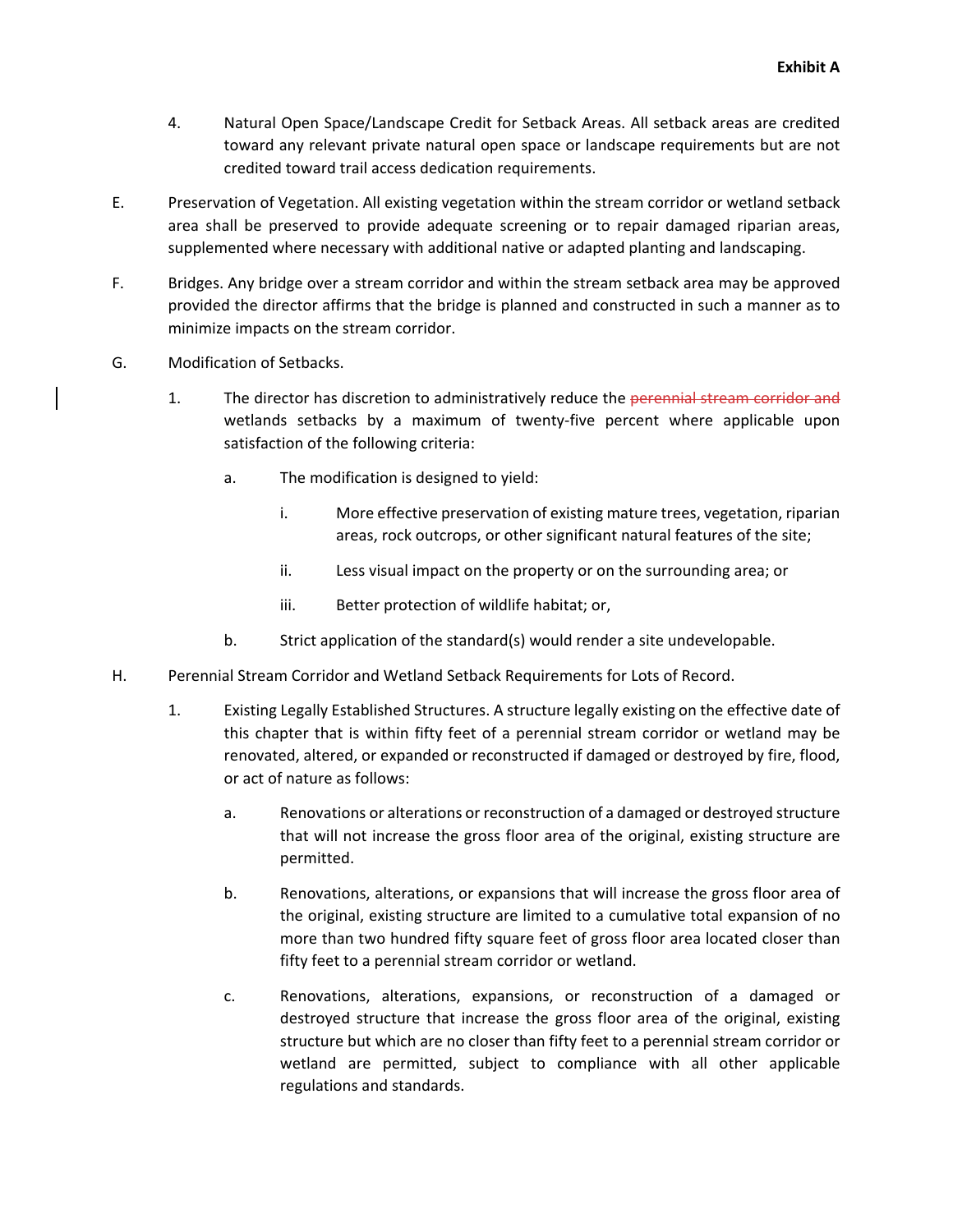**Exhibit A**

4. Natural Open Space/Landscape Credit for Setback Areas. All setback areas are credited toward any relevant private natural open space or landscape requirements but are not credited toward trail access dedication requirements.

E. Preservation of Vegetation. All existing vegetation within the stream corridor or wetland setback area shall be preserved to provide adequate screening or to repair damaged riparian areas, supplemented where necessary with additional native or adapted planting and landscaping.

F. Bridges. Any bridge over a stream corridor and within the stream setback area may be approved provided the director affirms that the bridge is planned and constructed in such a manner as to minimize impacts on the stream corridor.

G. Modification of Setbacks.

1. The director has discretion to administratively reduce the ~~perennial stream corridor and~~ wetlands setbacks by a maximum of twenty-five percent where applicable upon satisfaction of the following criteria:

   a. The modification is designed to yield:

      i. More effective preservation of existing mature trees, vegetation, riparian areas, rock outcrops, or other significant natural features of the site;

      ii. Less visual impact on the property or on the surrounding area; or

      iii. Better protection of wildlife habitat; or,

   b. Strict application of the standard(s) would render a site undevelopable.

H. Perennial Stream Corridor and Wetland Setback Requirements for Lots of Record.

1. Existing Legally Established Structures. A structure legally existing on the effective date of this chapter that is within fifty feet of a perennial stream corridor or wetland may be renovated, altered, or expanded or reconstructed if damaged or destroyed by fire, flood, or act of nature as follows:

   a. Renovations or alterations or reconstruction of a damaged or destroyed structure that will not increase the gross floor area of the original, existing structure are permitted.

   b. Renovations, alterations, or expansions that will increase the gross floor area of the original, existing structure are limited to a cumulative total expansion of no more than two hundred fifty square feet of gross floor area located closer than fifty feet to a perennial stream corridor or wetland.

   c. Renovations, alterations, expansions, or reconstruction of a damaged or destroyed structure that increase the gross floor area of the original, existing structure but which are no closer than fifty feet to a perennial stream corridor or wetland are permitted, subject to compliance with all other applicable regulations and standards.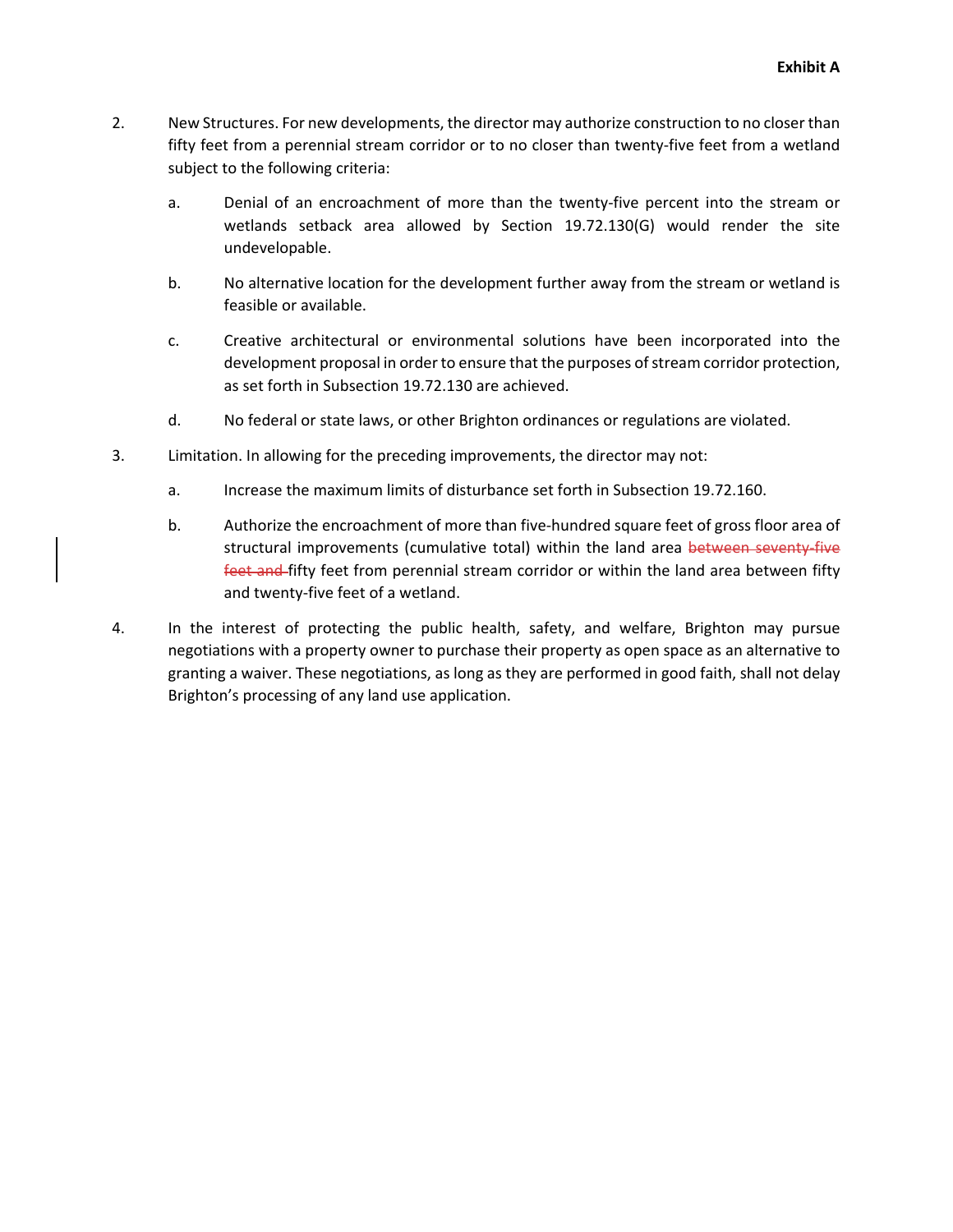2. New Structures. For new developments, the director may authorize construction to no closer than fifty feet from a perennial stream corridor or to no closer than twenty-five feet from a wetland subject to the following criteria:

   a. Denial of an encroachment of more than the twenty-five percent into the stream or wetlands setback area allowed by Section 19.72.130(G) would render the site undevelopable.

   b. No alternative location for the development further away from the stream or wetland is feasible or available.

   c. Creative architectural or environmental solutions have been incorporated into the development proposal in order to ensure that the purposes of stream corridor protection, as set forth in Subsection 19.72.130 are achieved.

   d. No federal or state laws, or other Brighton ordinances or regulations are violated.

3. Limitation. In allowing for the preceding improvements, the director may not:

   a. Increase the maximum limits of disturbance set forth in Subsection 19.72.160.

   b. Authorize the encroachment of more than five-hundred square feet of gross floor area of structural improvements (cumulative total) within the land area ~~between seventy-five feet and~~ fifty feet from perennial stream corridor or within the land area between fifty and twenty-five feet of a wetland.

4. In the interest of protecting the public health, safety, and welfare, Brighton may pursue negotiations with a property owner to purchase their property as open space as an alternative to granting a waiver. These negotiations, as long as they are performed in good faith, shall not delay Brighton's processing of any land use application.